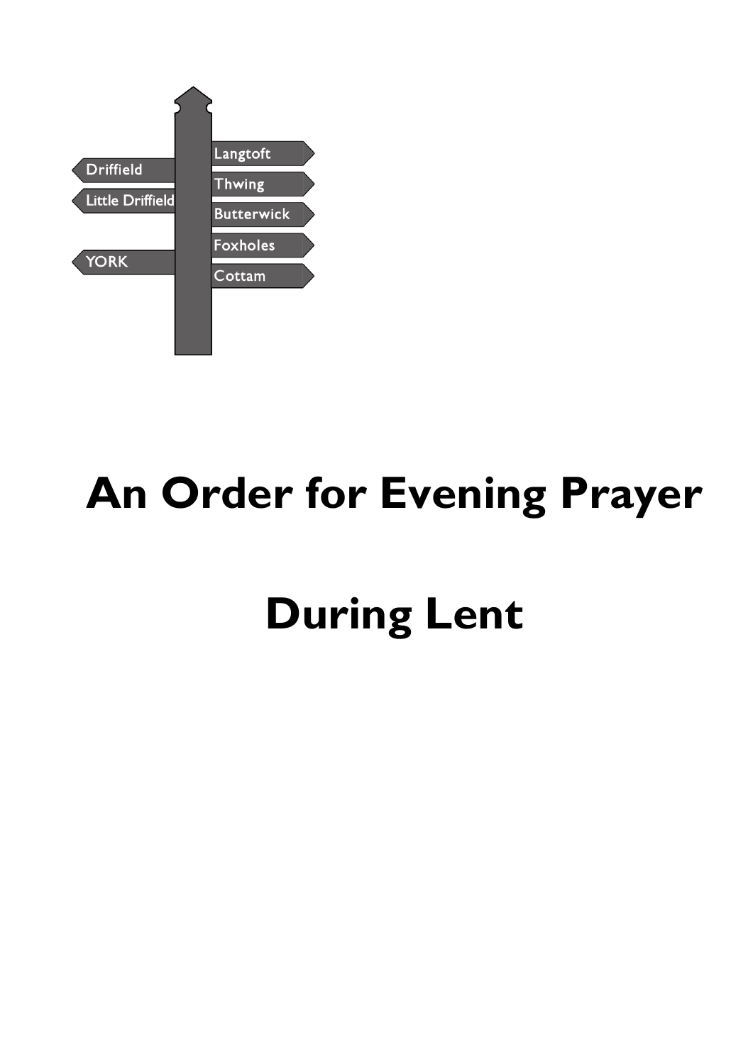Driffield

Little Driffield

YORK

Langtoft

Thwing

Butterwick

Foxholes

Cottam

# An Order for Evening Prayer

# During Lent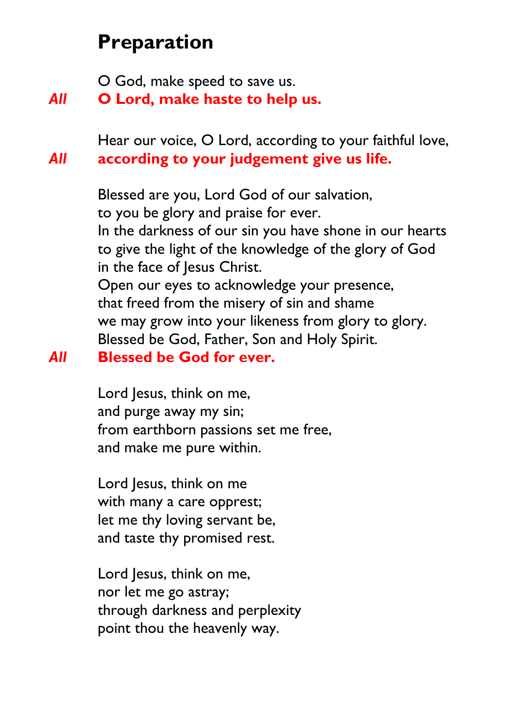# Preparation

O God, make speed to save us.

*All* **O Lord, make haste to help us.**

Hear our voice, O Lord, according to your faithful love,

*All* **according to your judgement give us life.**

Blessed are you, Lord God of our salvation,
to you be glory and praise for ever.
In the darkness of our sin you have shone in our hearts
to give the light of the knowledge of the glory of God
in the face of Jesus Christ.
Open our eyes to acknowledge your presence,
that freed from the misery of sin and shame
we may grow into your likeness from glory to glory.
Blessed be God, Father, Son and Holy Spirit.

*All* **Blessed be God for ever.**

Lord Jesus, think on me,
and purge away my sin;
from earthborn passions set me free,
and make me pure within.

Lord Jesus, think on me
with many a care oppress;
let me thy loving servant be,
and taste thy promised rest.

Lord Jesus, think on me,
nor let me go astray;
through darkness and perplexity
point thou the heavenly way.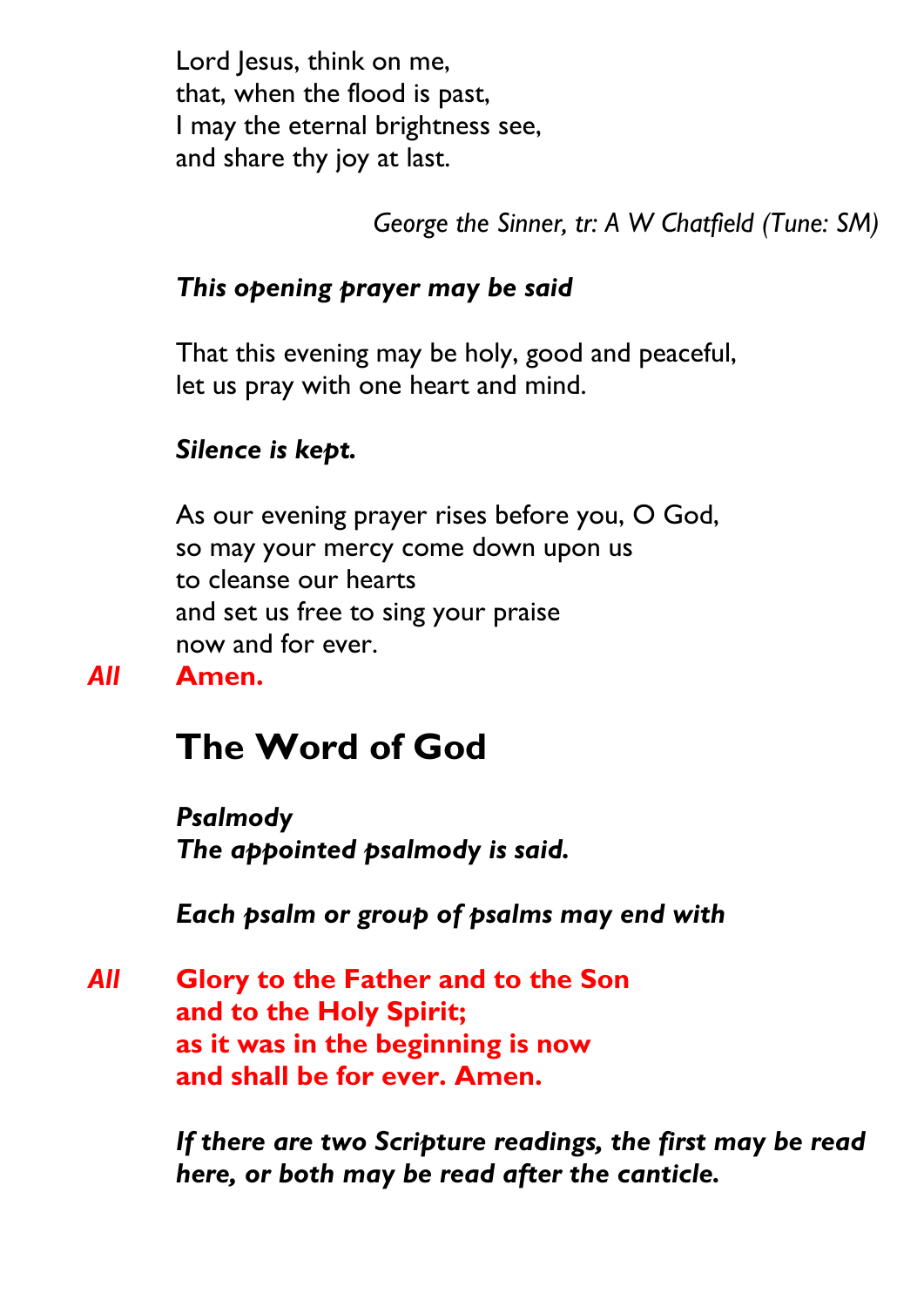Lord Jesus, think on me,
that, when the flood is past,
I may the eternal brightness see,
and share thy joy at last.

*George the Sinner, tr: A W Chatfield (Tune: SM)*

***This opening prayer may be said***

That this evening may be holy, good and peaceful,
let us pray with one heart and mind.

***Silence is kept.***

As our evening prayer rises before you, O God,
so may your mercy come down upon us
to cleanse our hearts
and set us free to sing your praise
now and for ever.

*All* **Amen.**

## The Word of God

***Psalmody***
***The appointed psalmody is said.***

***Each psalm or group of psalms may end with***

*All* **Glory to the Father and to the Son**
**and to the Holy Spirit;**
**as it was in the beginning is now**
**and shall be for ever. Amen.**

***If there are two Scripture readings, the first may be read here, or both may be read after the canticle.***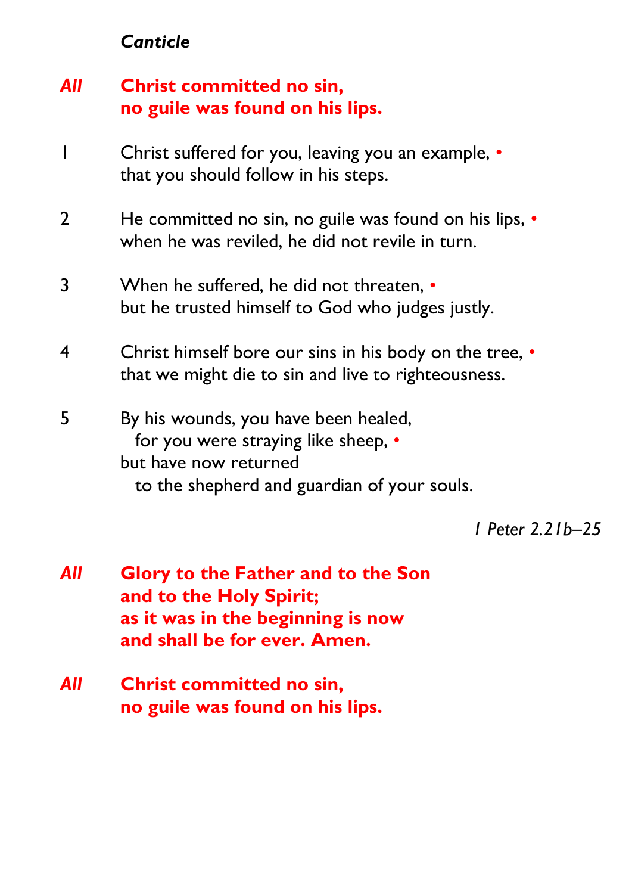***Canticle***

*All* **Christ committed no sin,**
**no guile was found on his lips.**

1 Christ suffered for you, leaving you an example, •
that you should follow in his steps.

2 He committed no sin, no guile was found on his lips, •
when he was reviled, he did not revile in turn.

3 When he suffered, he did not threaten, •
but he trusted himself to God who judges justly.

4 Christ himself bore our sins in his body on the tree, •
that we might die to sin and live to righteousness.

5 By his wounds, you have been healed,
for you were straying like sheep, •
but have now returned
to the shepherd and guardian of your souls.

*1 Peter 2.21b–25*

*All* **Glory to the Father and to the Son**
**and to the Holy Spirit;**
**as it was in the beginning is now**
**and shall be for ever. Amen.**

*All* **Christ committed no sin,**
**no guile was found on his lips.**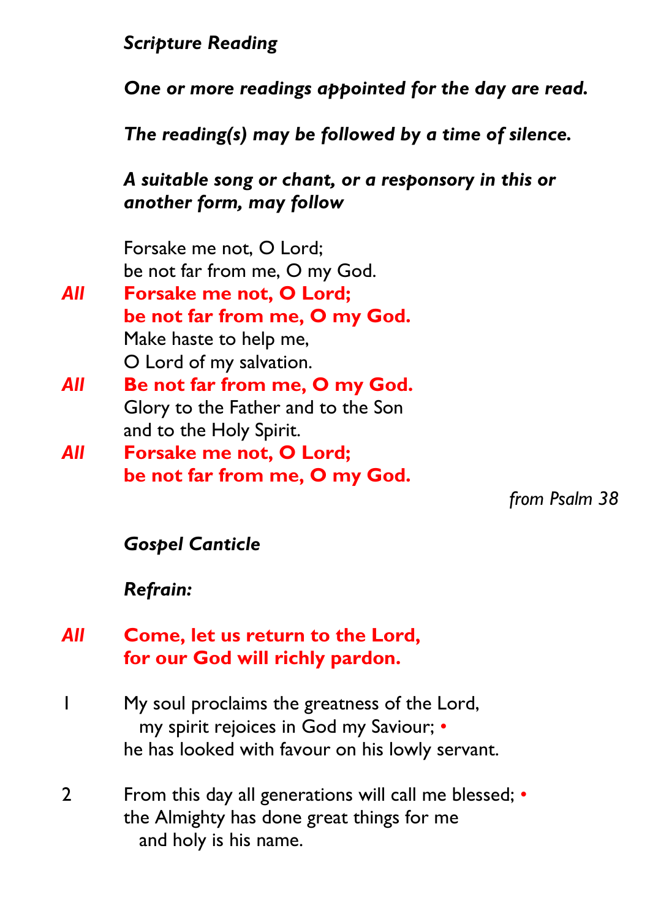***Scripture Reading***

***One or more readings appointed for the day are read.***

***The reading(s) may be followed by a time of silence.***

***A suitable song or chant, or a responsory in this or another form, may follow***

Forsake me not, O Lord;
be not far from me, O my God.

*All* **Forsake me not, O Lord;**
**be not far from me, O my God.**

Make haste to help me,
O Lord of my salvation.

*All* **Be not far from me, O my God.**

Glory to the Father and to the Son
and to the Holy Spirit.

*All* **Forsake me not, O Lord;**
**be not far from me, O my God.**

*from Psalm 38*

***Gospel Canticle***

***Refrain:***

*All* **Come, let us return to the Lord,**
**for our God will richly pardon.**

1 My soul proclaims the greatness of the Lord,
  my spirit rejoices in God my Saviour; •
he has looked with favour on his lowly servant.

2 From this day all generations will call me blessed; •
the Almighty has done great things for me
  and holy is his name.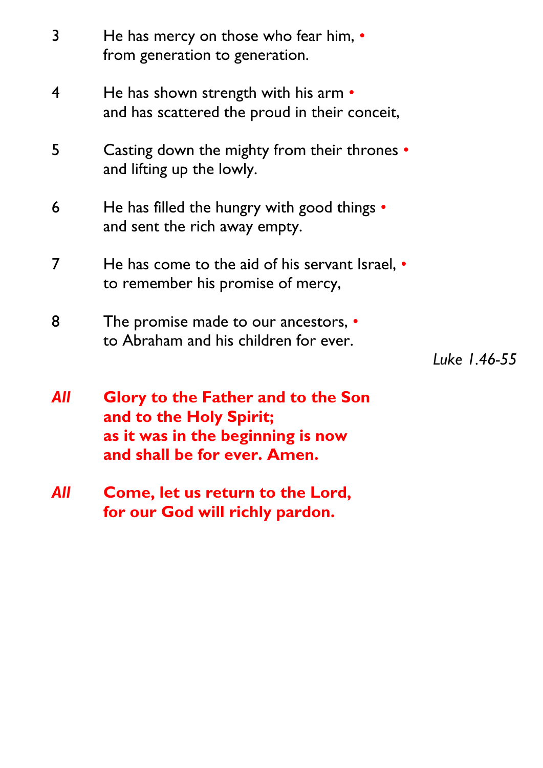3 He has mercy on those who fear him, •
from generation to generation.

4 He has shown strength with his arm •
and has scattered the proud in their conceit,

5 Casting down the mighty from their thrones •
and lifting up the lowly.

6 He has filled the hungry with good things •
and sent the rich away empty.

7 He has come to the aid of his servant Israel, •
to remember his promise of mercy,

8 The promise made to our ancestors, •
to Abraham and his children for ever.

*Luke 1.46-55*

***All*** **Glory to the Father and to the Son**
**and to the Holy Spirit;**
**as it was in the beginning is now**
**and shall be for ever. Amen.**

***All*** **Come, let us return to the Lord,**
**for our God will richly pardon.**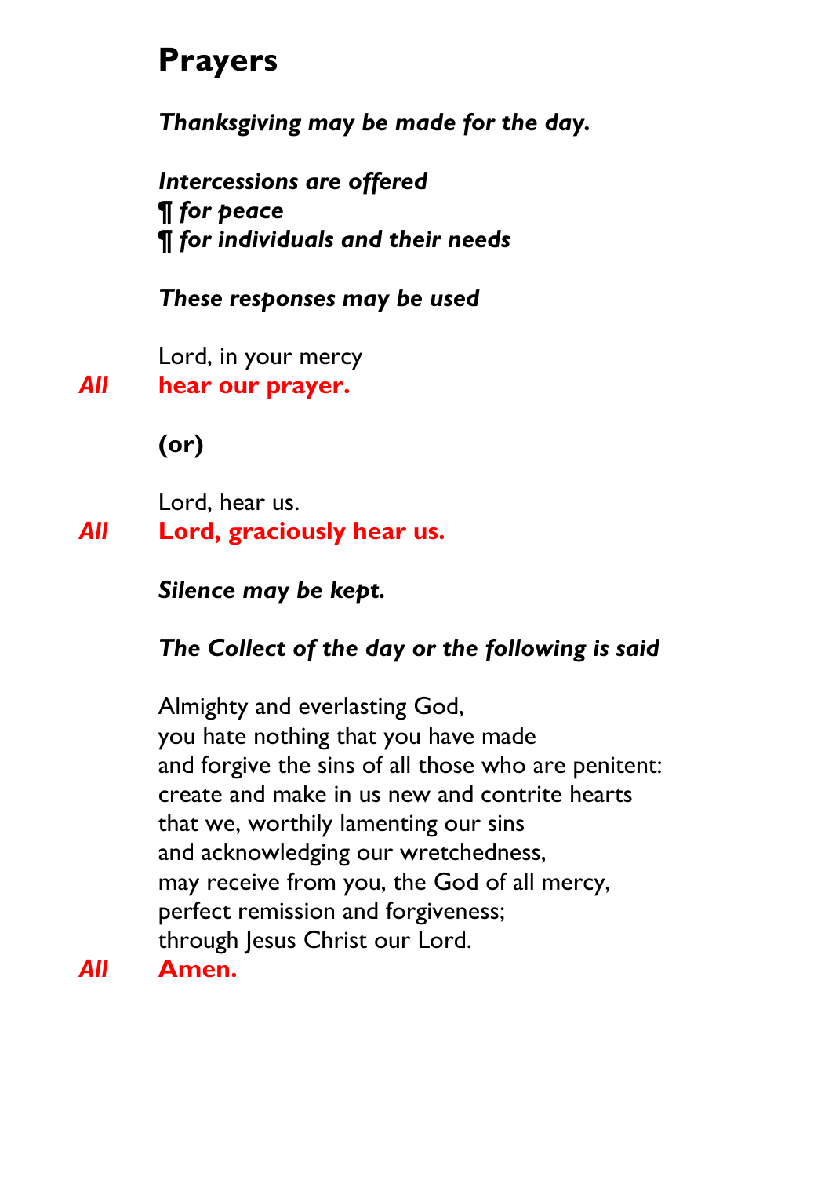# Prayers

***Thanksgiving may be made for the day.***

***Intercessions are offered***
***¶ for peace***
***¶ for individuals and their needs***

***These responses may be used***

Lord, in your mercy
*All* **hear our prayer.**

**(or)**

Lord, hear us.
*All* **Lord, graciously hear us.**

***Silence may be kept.***

***The Collect of the day or the following is said***

Almighty and everlasting God,
you hate nothing that you have made
and forgive the sins of all those who are penitent:
create and make in us new and contrite hearts
that we, worthily lamenting our sins
and acknowledging our wretchedness,
may receive from you, the God of all mercy,
perfect remission and forgiveness;
through Jesus Christ our Lord.
*All* **Amen.**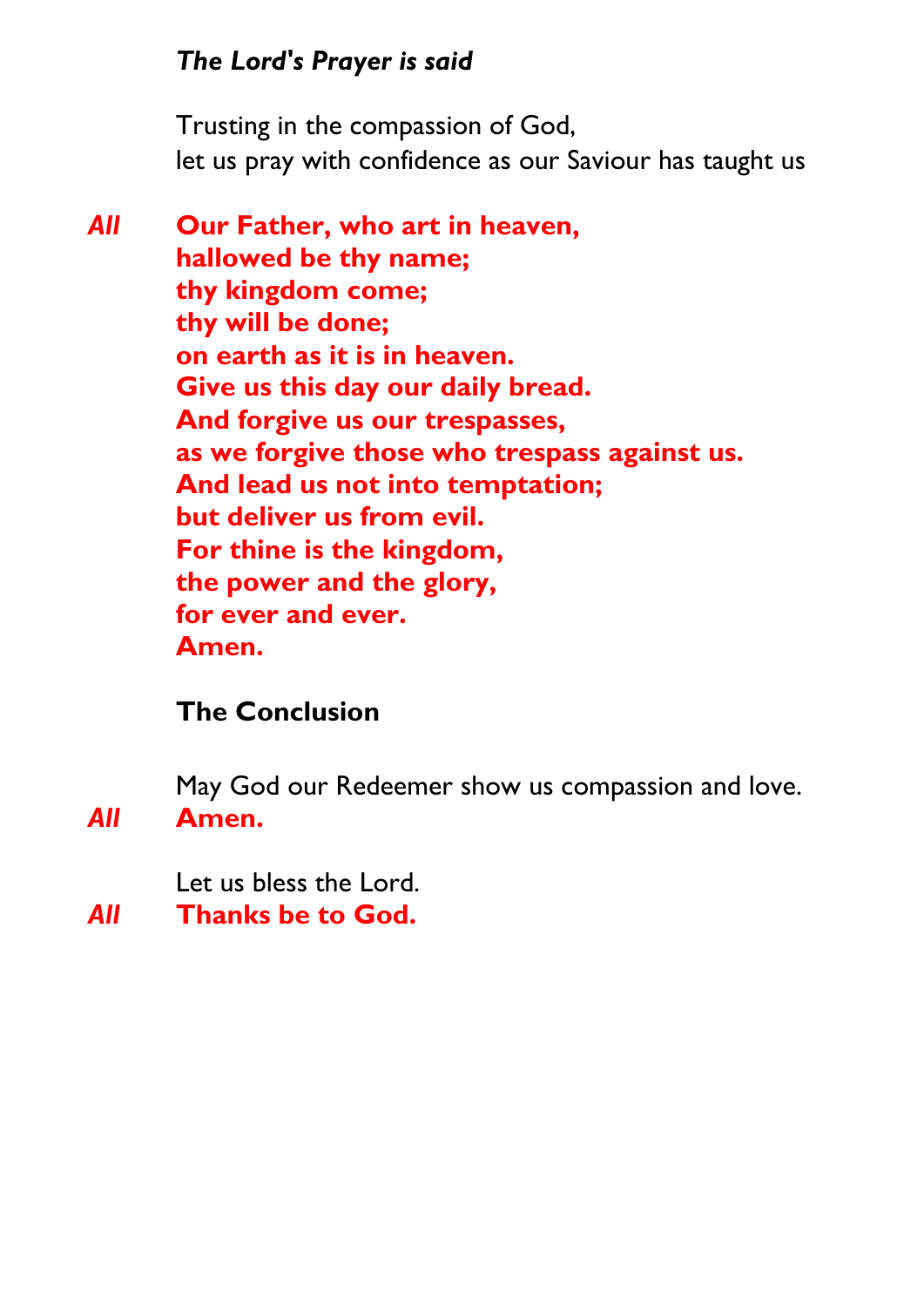***The Lord's Prayer is said***

Trusting in the compassion of God,
let us pray with confidence as our Saviour has taught us

*All* **Our Father, who art in heaven,**
**hallowed be thy name;**
**thy kingdom come;**
**thy will be done;**
**on earth as it is in heaven.**
**Give us this day our daily bread.**
**And forgive us our trespasses,**
**as we forgive those who trespass against us.**
**And lead us not into temptation;**
**but deliver us from evil.**
**For thine is the kingdom,**
**the power and the glory,**
**for ever and ever.**
**Amen.**

**The Conclusion**

May God our Redeemer show us compassion and love.

*All* **Amen.**

Let us bless the Lord.

*All* **Thanks be to God.**